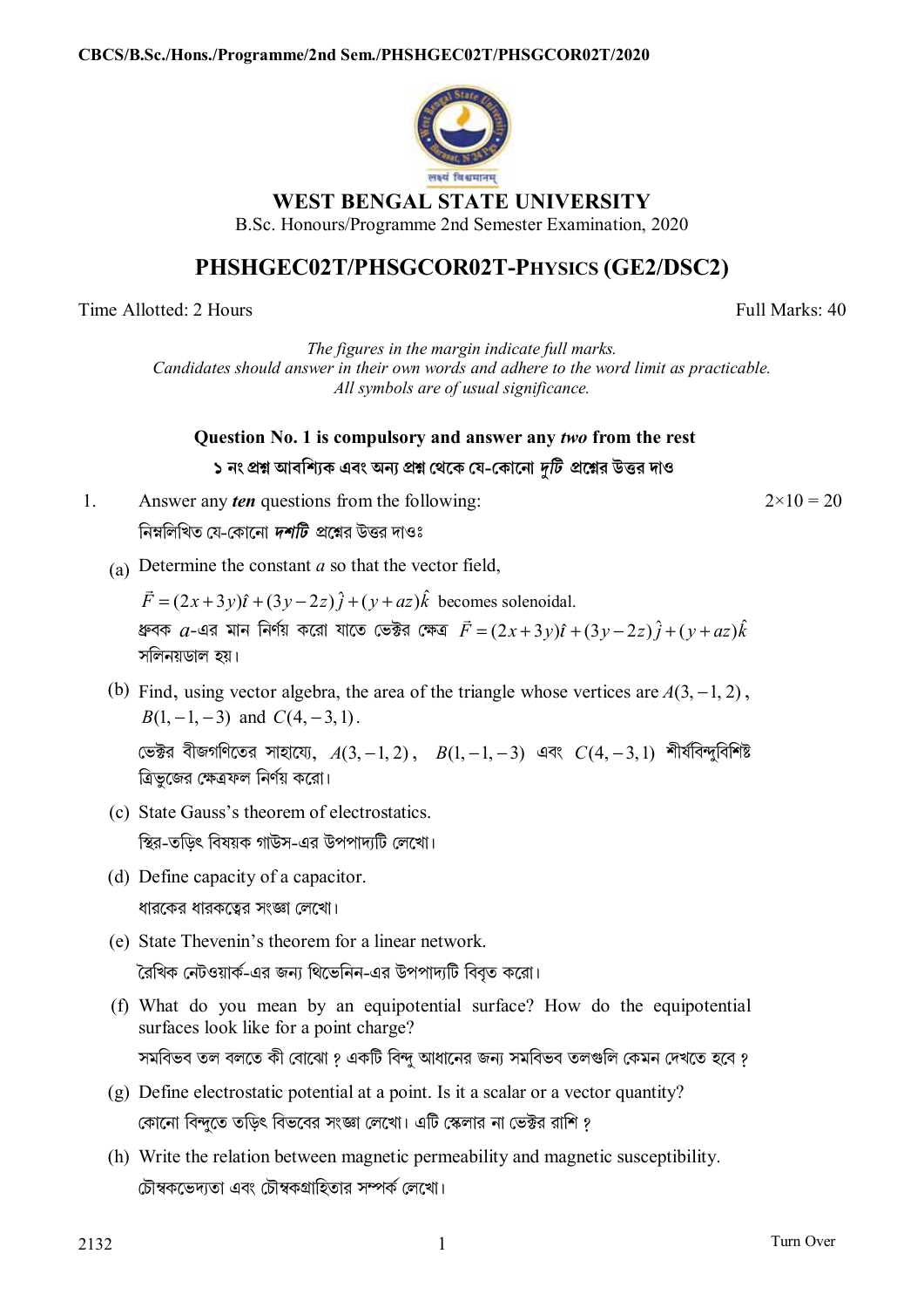**CBCS/B.Sc./Hons./Programme/2nd Sem./PHSHGEC02T/PHSGCOR02T/2020**

लक्ष्यं विश्वमानम्

# WEST BENGAL STATE UNIVERSITY

B.Sc. Honours/Programme 2nd Semester Examination, 2020

## PHSHGEC02T/PHSGCOR02T-PHYSICS (GE2/DSC2)

Time Allotted: 2 Hours  Full Marks: 40

*The figures in the margin indicate full marks.*
*Candidates should answer in their own words and adhere to the word limit as practicable.*
*All symbols are of usual significance.*

**Question No. 1 is compulsory and answer any *two* from the rest**

**১ নং প্রশ্ন আবশ্যিক এবং অন্য প্রশ্ন থেকে যে-কোনো *দুটি* প্রশ্নের উত্তর দাও**

1. Answer any ***ten*** questions from the following: $2\times 10 = 20$

   নিম্নলিখিত যে-কোনো ***দশটি*** প্রশ্নের উত্তর দাওঃ

   (a) Determine the constant $a$ so that the vector field,

   $\vec{F} = (2x+3y)\hat{\imath} + (3y-2z)\hat{\jmath} + (y+az)\hat{k}$ becomes solenoidal.

   ধ্রুবক $a$-এর মান নির্ণয় করো যাতে ভেক্টর ক্ষেত্র $\vec{F} = (2x+3y)\hat{\imath} + (3y-2z)\hat{\jmath} + (y+az)\hat{k}$ সলিনয়ডাল হয়।

   (b) Find, using vector algebra, the area of the triangle whose vertices are $A(3,-1,2)$, $B(1,-1,-3)$ and $C(4,-3,1)$.

   ভেক্টর বীজগণিতের সাহায্যে, $A(3,-1,2)$, $B(1,-1,-3)$ এবং $C(4,-3,1)$ শীর্ষবিন্দুবিশিষ্ট ত্রিভুজের ক্ষেত্রফল নির্ণয় করো।

   (c) State Gauss's theorem of electrostatics.

   স্থির-তড়িৎ বিষয়ক গাউস-এর উপপাদ্যটি লেখো।

   (d) Define capacity of a capacitor.

   ধারকের ধারকত্বের সংজ্ঞা লেখো।

   (e) State Thevenin's theorem for a linear network.

   রৈখিক নেটওয়ার্ক-এর জন্য থিভেনিন-এর উপপাদ্যটি বিবৃত করো।

   (f) What do you mean by an equipotential surface? How do the equipotential surfaces look like for a point charge?

   সমবিভব তল বলতে কী বোঝো ? একটি বিন্দু আধানের জন্য সমবিভব তলগুলি কেমন দেখতে হবে ?

   (g) Define electrostatic potential at a point. Is it a scalar or a vector quantity?

   কোনো বিন্দুতে তড়িৎ বিভবের সংজ্ঞা লেখো। এটি স্কেলার না ভেক্টর রাশি ?

   (h) Write the relation between magnetic permeability and magnetic susceptibility.

   চৌম্বকভেদ্যতা এবং চৌম্বকগ্রাহিতার সম্পর্ক লেখো।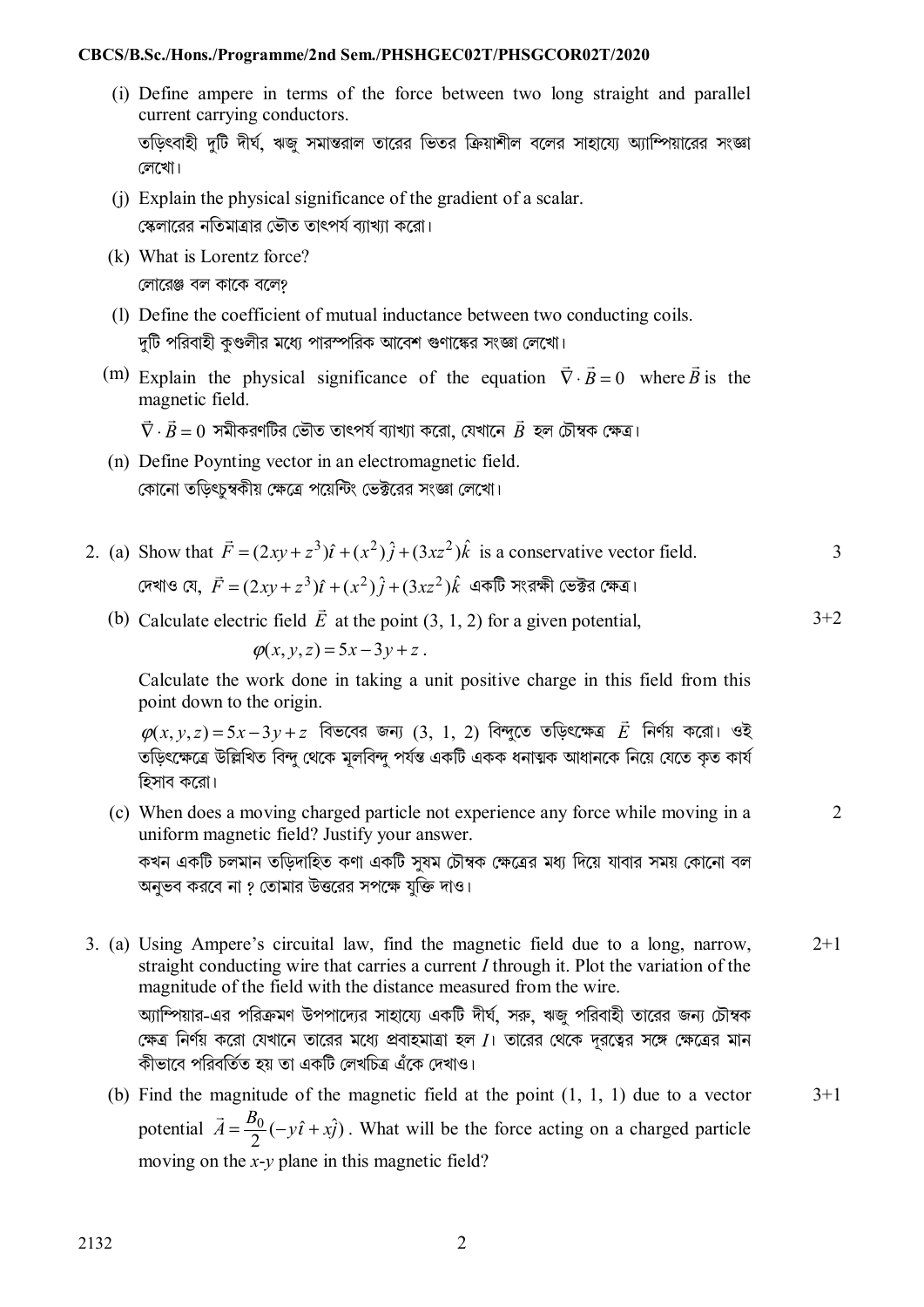(i) Define ampere in terms of the force between two long straight and parallel current carrying conductors.

তড়িৎবাহী দুটি দীর্ঘ, ঋজু সমান্তরাল তারের ভিতর ক্রিয়াশীল বলের সাহায্যে অ্যাম্পিয়ারের সংজ্ঞা লেখো।

(j) Explain the physical significance of the gradient of a scalar.

স্কেলারের নতিমাত্রার ভৌত তাৎপর্য ব্যাখ্যা করো।

(k) What is Lorentz force?

লোরেঞ্জ বল কাকে বলে?

(l) Define the coefficient of mutual inductance between two conducting coils.

দুটি পরিবাহী কুণ্ডলীর মধ্যে পারস্পরিক আবেশ গুণাঙ্কের সংজ্ঞা লেখো।

(m) Explain the physical significance of the equation $\vec{\nabla}\cdot\vec{B}=0$ where $\vec{B}$ is the magnetic field.

$\vec{\nabla}\cdot\vec{B}=0$ সমীকরণটির ভৌত তাৎপর্য ব্যাখ্যা করো, যেখানে $\vec{B}$ হল চৌম্বক ক্ষেত্র।

(n) Define Poynting vector in an electromagnetic field.

কোনো তড়িৎচুম্বকীয় ক্ষেত্রে পয়েন্টিং ভেক্টরের সংজ্ঞা লেখো।

2. (a) Show that $\vec{F}=(2xy+z^3)\hat{i}+(x^2)\hat{j}+(3xz^2)\hat{k}$ is a conservative vector field. — 3

দেখাও যে, $\vec{F}=(2xy+z^3)\hat{i}+(x^2)\hat{j}+(3xz^2)\hat{k}$ একটি সংরক্ষী ভেক্টর ক্ষেত্র।

(b) Calculate electric field $\vec{E}$ at the point (3, 1, 2) for a given potential, — 3+2

$$\varphi(x,y,z)=5x-3y+z\,.$$

Calculate the work done in taking a unit positive charge in this field from this point down to the origin.

$\varphi(x,y,z)=5x-3y+z$ বিভবের জন্য (3, 1, 2) বিন্দুতে তড়িৎক্ষেত্র $\vec{E}$ নির্ণয় করো। ওই তড়িৎক্ষেত্রে উল্লিখিত বিন্দু থেকে মূলবিন্দু পর্যন্ত একটি একক ধনাত্মক আধানকে নিয়ে যেতে কৃত কার্য হিসাব করো।

(c) When does a moving charged particle not experience any force while moving in a uniform magnetic field? Justify your answer. — 2

কখন একটি চলমান তড়িদাহিত কণা একটি সুষম চৌম্বক ক্ষেত্রের মধ্য দিয়ে যাবার সময় কোনো বল অনুভব করবে না ? তোমার উত্তরের সপক্ষে যুক্তি দাও।

3. (a) Using Ampere's circuital law, find the magnetic field due to a long, narrow, straight conducting wire that carries a current $I$ through it. Plot the variation of the magnitude of the field with the distance measured from the wire. — 2+1

অ্যাম্পিয়ার-এর পরিক্রমণ উপপাদ্যের সাহায্যে একটি দীর্ঘ, সরু, ঋজু পরিবাহী তারের জন্য চৌম্বক ক্ষেত্র নির্ণয় করো যেখানে তারের মধ্যে প্রবাহমাত্রা হল $I$। তারের থেকে দূরত্বের সঙ্গে ক্ষেত্রের মান কীভাবে পরিবর্তিত হয় তা একটি লেখচিত্র এঁকে দেখাও।

(b) Find the magnitude of the magnetic field at the point (1, 1, 1) due to a vector potential $\vec{A}=\frac{B_0}{2}(-y\hat{i}+x\hat{j})$. What will be the force acting on a charged particle moving on the *x-y* plane in this magnetic field? — 3+1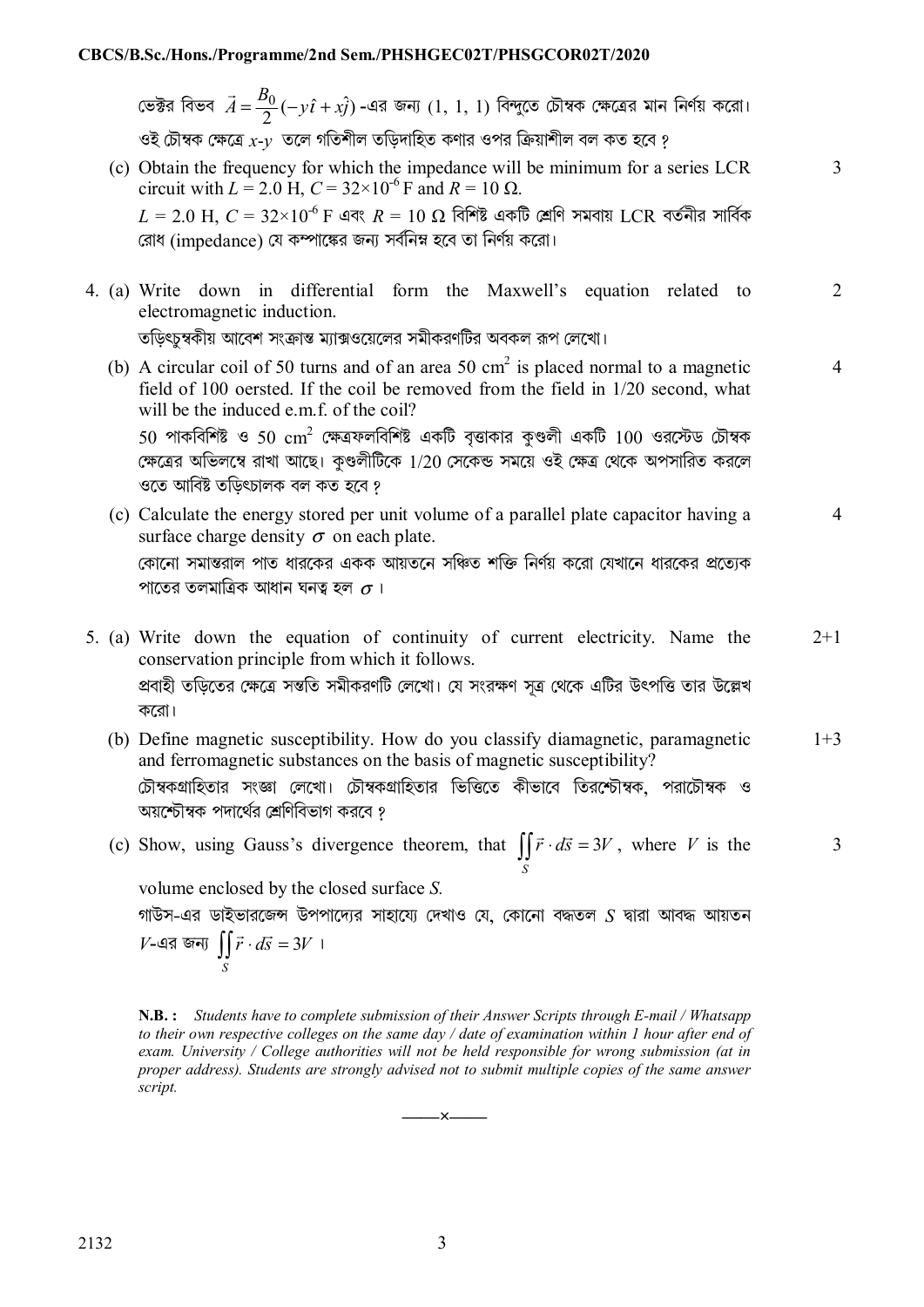ভেক্টর বিভব $\vec{A} = \frac{B_0}{2}(-y\hat{i} + x\hat{j})$ -এর জন্য (1, 1, 1) বিন্দুতে চৌম্বক ক্ষেত্রের মান নির্ণয় করো। ওই চৌম্বক ক্ষেত্রে $x$-$y$ তলে গতিশীল তড়িদাহিত কণার ওপর ক্রিয়াশীল বল কত হবে ?

(c) Obtain the frequency for which the impedance will be minimum for a series LCR circuit with $L = 2.0$ H, $C = 32\times10^{-6}$ F and $R = 10\ \Omega$. 3

$L = 2.0$ H, $C = 32\times10^{-6}$ F এবং $R = 10\ \Omega$ বিশিষ্ট একটি শ্রেণি সমবায় LCR বর্তনীর সার্বিক রোধ (impedance) যে কম্পাঙ্কের জন্য সর্বনিম্ন হবে তা নির্ণয় করো।

4. (a) Write down in differential form the Maxwell's equation related to electromagnetic induction. 2

তড়িৎচুম্বকীয় আবেশ সংক্রান্ত ম্যাক্সওয়েলের সমীকরণটির অবকল রূপ লেখো।

(b) A circular coil of 50 turns and of an area 50 cm$^2$ is placed normal to a magnetic field of 100 oersted. If the coil be removed from the field in 1/20 second, what will be the induced e.m.f. of the coil? 4

50 পাকবিশিষ্ট ও 50 cm$^2$ ক্ষেত্রফলবিশিষ্ট একটি বৃত্তাকার কুণ্ডলী একটি 100 ওরস্টেড চৌম্বক ক্ষেত্রের অভিলম্বে রাখা আছে। কুণ্ডলীটিকে 1/20 সেকেন্ড সময়ে ওই ক্ষেত্র থেকে অপসারিত করলে ওতে আবিষ্ট তড়িৎচালক বল কত হবে ?

(c) Calculate the energy stored per unit volume of a parallel plate capacitor having a surface charge density $\sigma$ on each plate. 4

কোনো সমান্তরাল পাত ধারকের একক আয়তনে সঞ্চিত শক্তি নির্ণয় করো যেখানে ধারকের প্রত্যেক পাতের তলমাত্রিক আধান ঘনত্ব হল $\sigma$ ।

5. (a) Write down the equation of continuity of current electricity. Name the conservation principle from which it follows. 2+1

প্রবাহী তড়িতের ক্ষেত্রে সন্ততি সমীকরণটি লেখো। যে সংরক্ষণ সূত্র থেকে এটির উৎপত্তি তার উল্লেখ করো।

(b) Define magnetic susceptibility. How do you classify diamagnetic, paramagnetic and ferromagnetic substances on the basis of magnetic susceptibility? 1+3

চৌম্বকগ্রাহিতার সংজ্ঞা লেখো। চৌম্বকগ্রাহিতার ভিত্তিতে কীভাবে তিরশ্চৌম্বক, পরাচৌম্বক ও অয়শ্চৌম্বক পদার্থের শ্রেণিবিভাগ করবে ?

(c) Show, using Gauss's divergence theorem, that $\iint_S \vec{r}\cdot d\vec{s} = 3V$, where $V$ is the volume enclosed by the closed surface $S$. 3

গাউস-এর ডাইভারজেন্স উপপাদ্যের সাহায্যে দেখাও যে, কোনো বদ্ধতল $S$ দ্বারা আবদ্ধ আয়তন $V$-এর জন্য $\iint_S \vec{r}\cdot d\vec{s} = 3V$ ।

**N.B. :** *Students have to complete submission of their Answer Scripts through E-mail / Whatsapp to their own respective colleges on the same day / date of examination within 1 hour after end of exam. University / College authorities will not be held responsible for wrong submission (at in proper address). Students are strongly advised not to submit multiple copies of the same answer script.*

——×——